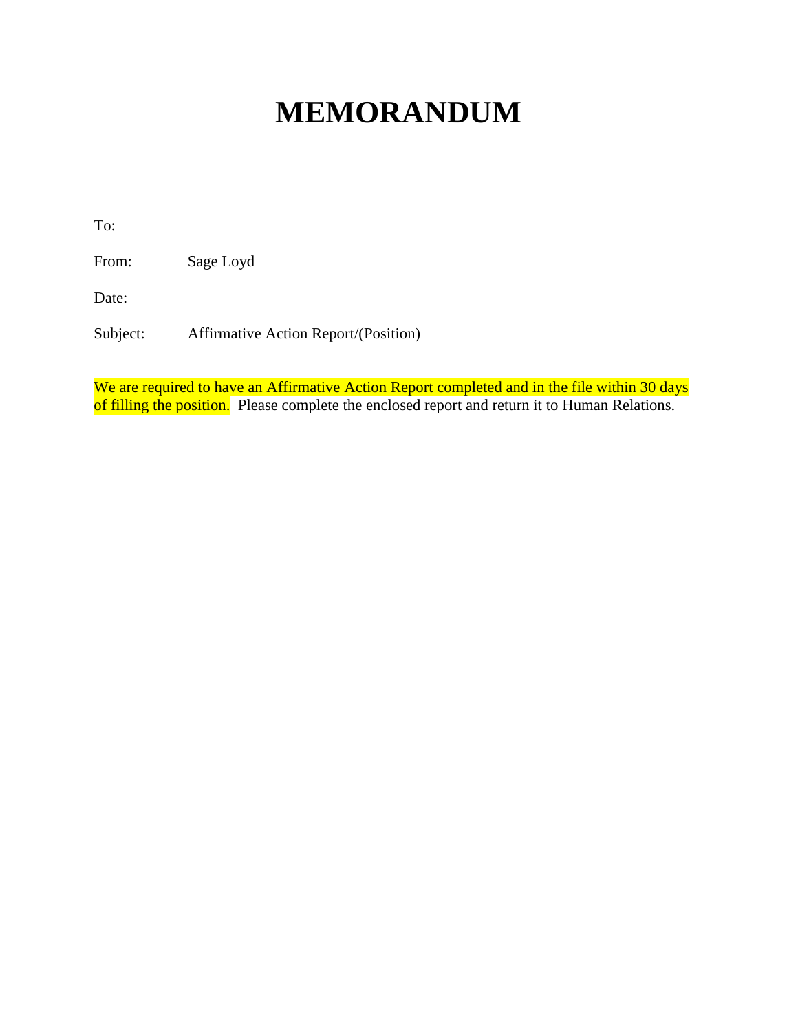# MEMORANDUM

To:

From: Sage Loyd

Date:

Subject: Affirmative Action Report/(Position)

We are required to have an Affirmative Action Report completed and in the file within 30 days of filling the position. Please complete the enclosed report and return it to Human Relations.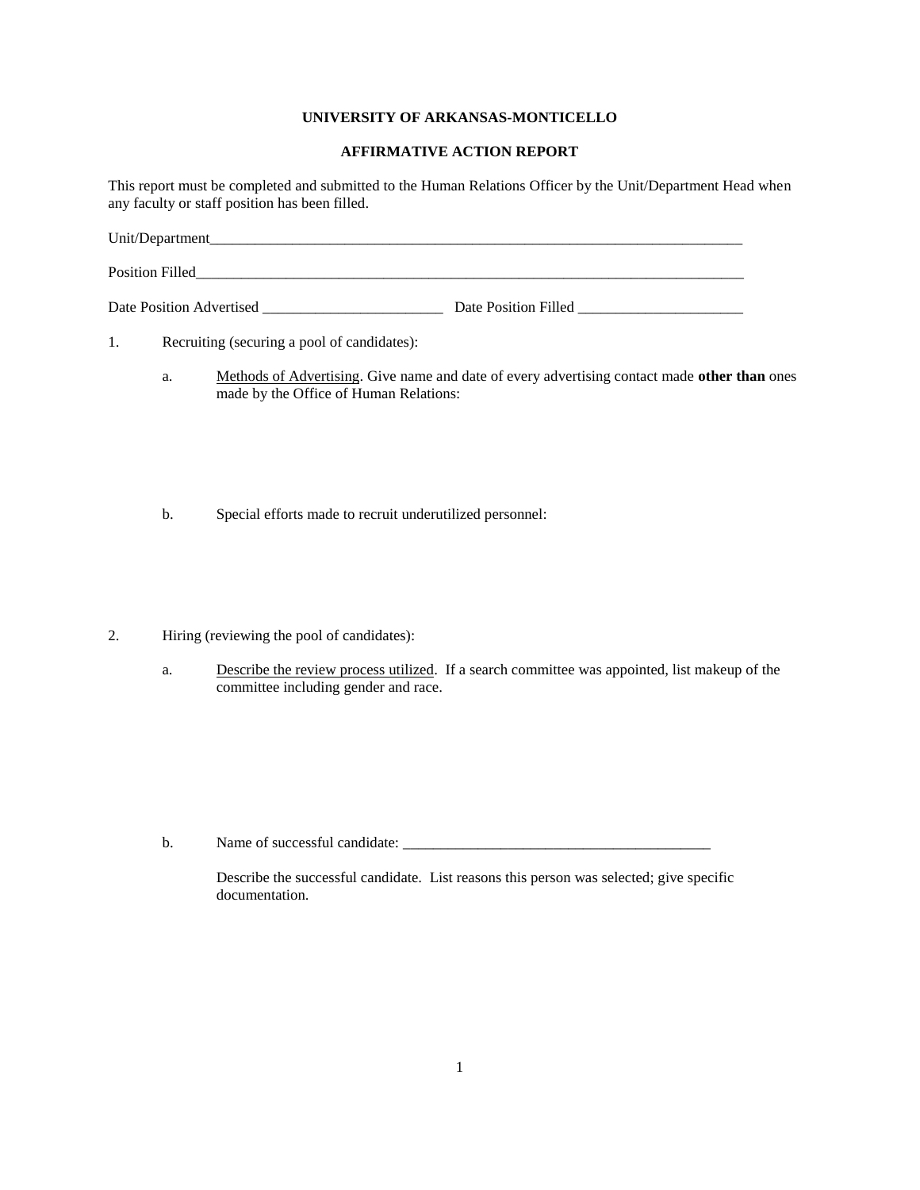**UNIVERSITY OF ARKANSAS-MONTICELLO**

**AFFIRMATIVE ACTION REPORT**

This report must be completed and submitted to the Human Relations Officer by the Unit/Department Head when any faculty or staff position has been filled.

Unit/Department_____________________________________________________________________________

Position Filled_______________________________________________________________________________

Date Position Advertised ________________________ Date Position Filled ______________________

1. Recruiting (securing a pool of candidates):

   a. Methods of Advertising. Give name and date of every advertising contact made **other than** ones made by the Office of Human Relations:

   b. Special efforts made to recruit underutilized personnel:

2. Hiring (reviewing the pool of candidates):

   a. Describe the review process utilized. If a search committee was appointed, list makeup of the committee including gender and race.

   b. Name of successful candidate: __________________________________________

      Describe the successful candidate. List reasons this person was selected; give specific documentation.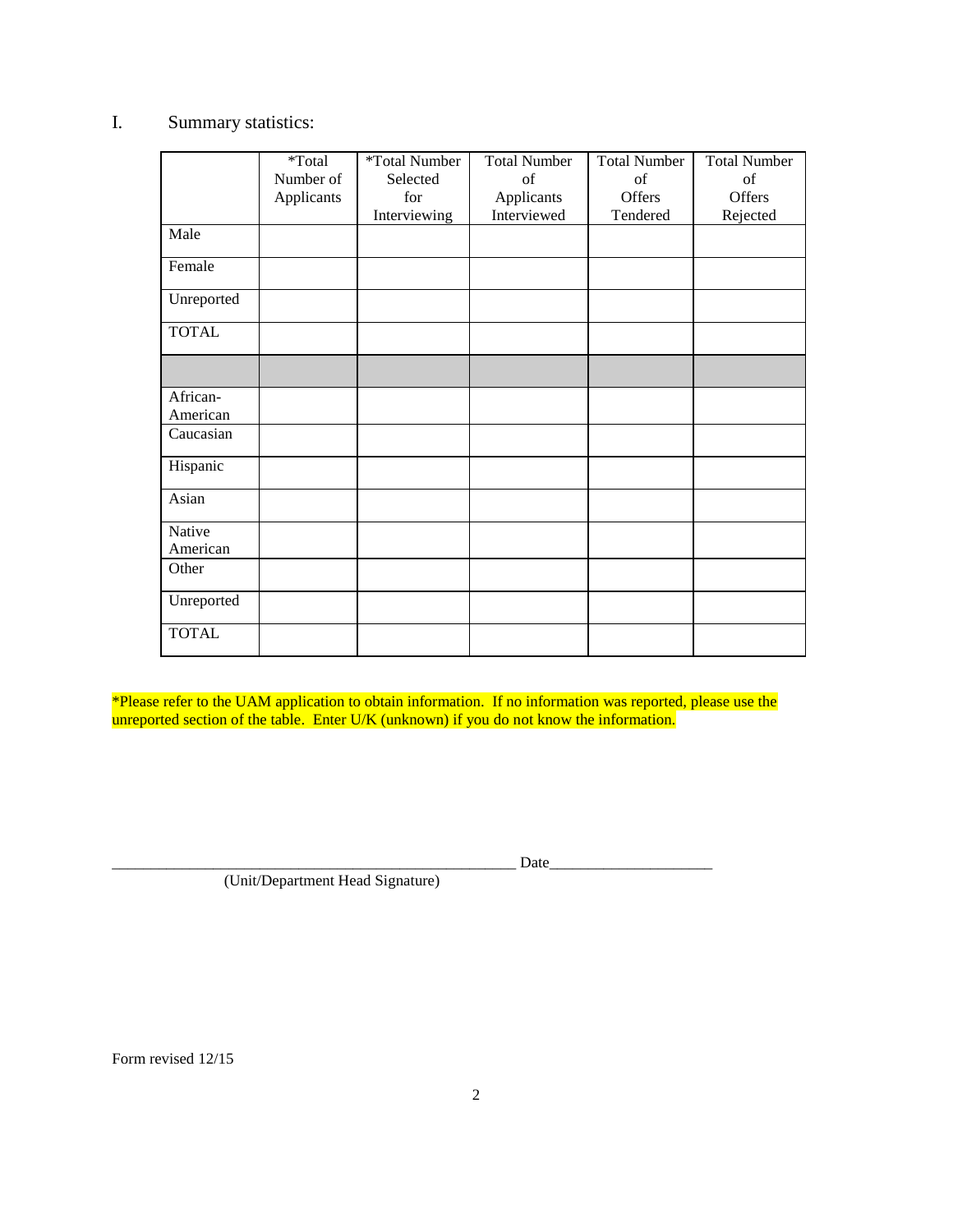## I. Summary statistics:

| | *Total Number of Applicants | *Total Number Selected for Interviewing | Total Number of Applicants Interviewed | Total Number of Offers Tendered | Total Number of Offers Rejected |
|---|---|---|---|---|---|
| Male | | | | | |
| Female | | | | | |
| Unreported | | | | | |
| TOTAL | | | | | |
| | | | | | |
| African-American | | | | | |
| Caucasian | | | | | |
| Hispanic | | | | | |
| Asian | | | | | |
| Native American | | | | | |
| Other | | | | | |
| Unreported | | | | | |
| TOTAL | | | | | |

*Please refer to the UAM application to obtain information. If no information was reported, please use the unreported section of the table. Enter U/K (unknown) if you do not know the information.

_____________________________________________________ Date_____________________

(Unit/Department Head Signature)

Form revised 12/15